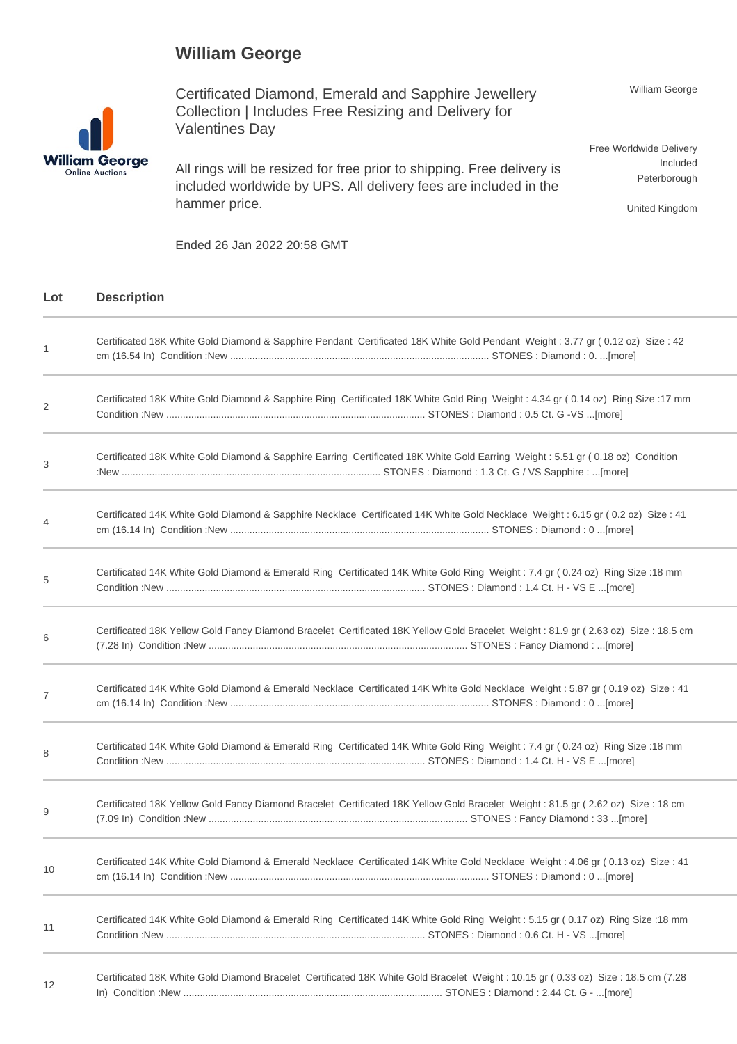# William George

Certificated Diamond, Emerald and Sapphire Jewellery Collection | Includes Free Resizing and Delivery for Valentines Day

All rings will be resized for free prior to shipping. Free delivery is included worldwide by UPS. All delivery fees are included in the hammer price.

Ended 26 Jan 2022 20:58 GMT

William George

Free Worldwide Delivery Included
Peterborough

United Kingdom

| Lot | Description |
|---|---|
| 1 | Certificated 18K White Gold Diamond & Sapphire Pendant Certificated 18K White Gold Pendant Weight : 3.77 gr ( 0.12 oz) Size : 42 cm (16.54 In) Condition :New ............................................................................................ STONES : Diamond : 0. ...[more] |
| 2 | Certificated 18K White Gold Diamond & Sapphire Ring Certificated 18K White Gold Ring Weight : 4.34 gr ( 0.14 oz) Ring Size :17 mm Condition :New ............................................................................................ STONES : Diamond : 0.5 Ct. G -VS ...[more] |
| 3 | Certificated 18K White Gold Diamond & Sapphire Earring Certificated 18K White Gold Earring Weight : 5.51 gr ( 0.18 oz) Condition :New ............................................................................................ STONES : Diamond : 1.3 Ct. G / VS Sapphire : ...[more] |
| 4 | Certificated 14K White Gold Diamond & Sapphire Necklace Certificated 14K White Gold Necklace Weight : 6.15 gr ( 0.2 oz) Size : 41 cm (16.14 In) Condition :New ............................................................................................ STONES : Diamond : 0 ...[more] |
| 5 | Certificated 14K White Gold Diamond & Emerald Ring Certificated 14K White Gold Ring Weight : 7.4 gr ( 0.24 oz) Ring Size :18 mm Condition :New ............................................................................................ STONES : Diamond : 1.4 Ct. H - VS E ...[more] |
| 6 | Certificated 18K Yellow Gold Fancy Diamond Bracelet Certificated 18K Yellow Gold Bracelet Weight : 81.9 gr ( 2.63 oz) Size : 18.5 cm (7.28 In) Condition :New ............................................................................................ STONES : Fancy Diamond : ...[more] |
| 7 | Certificated 14K White Gold Diamond & Emerald Necklace Certificated 14K White Gold Necklace Weight : 5.87 gr ( 0.19 oz) Size : 41 cm (16.14 In) Condition :New ............................................................................................ STONES : Diamond : 0 ...[more] |
| 8 | Certificated 14K White Gold Diamond & Emerald Ring Certificated 14K White Gold Ring Weight : 7.4 gr ( 0.24 oz) Ring Size :18 mm Condition :New ............................................................................................ STONES : Diamond : 1.4 Ct. H - VS E ...[more] |
| 9 | Certificated 18K Yellow Gold Fancy Diamond Bracelet Certificated 18K Yellow Gold Bracelet Weight : 81.5 gr ( 2.62 oz) Size : 18 cm (7.09 In) Condition :New ............................................................................................ STONES : Fancy Diamond : 33 ...[more] |
| 10 | Certificated 14K White Gold Diamond & Emerald Necklace Certificated 14K White Gold Necklace Weight : 4.06 gr ( 0.13 oz) Size : 41 cm (16.14 In) Condition :New ............................................................................................ STONES : Diamond : 0 ...[more] |
| 11 | Certificated 14K White Gold Diamond & Emerald Ring Certificated 14K White Gold Ring Weight : 5.15 gr ( 0.17 oz) Ring Size :18 mm Condition :New ............................................................................................ STONES : Diamond : 0.6 Ct. H - VS ...[more] |
| 12 | Certificated 18K White Gold Diamond Bracelet Certificated 18K White Gold Bracelet Weight : 10.15 gr ( 0.33 oz) Size : 18.5 cm (7.28 In) Condition :New ............................................................................................ STONES : Diamond : 2.44 Ct. G - ...[more] |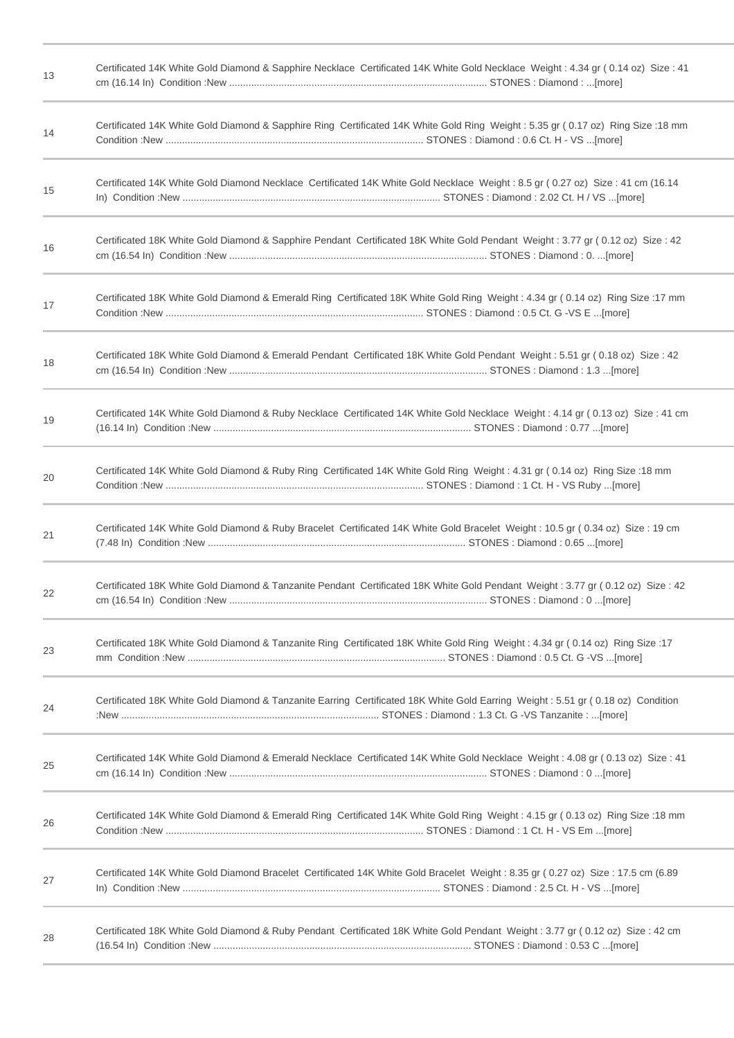| | |
|---|---|
| 13 | Certificated 14K White Gold Diamond & Sapphire Necklace Certificated 14K White Gold Necklace Weight : 4.34 gr ( 0.14 oz) Size : 41 cm (16.14 In) Condition :New ............................................................................................ STONES : Diamond : ...[more] |
| 14 | Certificated 14K White Gold Diamond & Sapphire Ring Certificated 14K White Gold Ring Weight : 5.35 gr ( 0.17 oz) Ring Size :18 mm Condition :New ............................................................................................ STONES : Diamond : 0.6 Ct. H - VS ...[more] |
| 15 | Certificated 14K White Gold Diamond Necklace Certificated 14K White Gold Necklace Weight : 8.5 gr ( 0.27 oz) Size : 41 cm (16.14 In) Condition :New ............................................................................................ STONES : Diamond : 2.02 Ct. H / VS ...[more] |
| 16 | Certificated 18K White Gold Diamond & Sapphire Pendant Certificated 18K White Gold Pendant Weight : 3.77 gr ( 0.12 oz) Size : 42 cm (16.54 In) Condition :New ............................................................................................ STONES : Diamond : 0. ...[more] |
| 17 | Certificated 18K White Gold Diamond & Emerald Ring Certificated 18K White Gold Ring Weight : 4.34 gr ( 0.14 oz) Ring Size :17 mm Condition :New ............................................................................................ STONES : Diamond : 0.5 Ct. G -VS E ...[more] |
| 18 | Certificated 18K White Gold Diamond & Emerald Pendant Certificated 18K White Gold Pendant Weight : 5.51 gr ( 0.18 oz) Size : 42 cm (16.54 In) Condition :New ............................................................................................ STONES : Diamond : 1.3 ...[more] |
| 19 | Certificated 14K White Gold Diamond & Ruby Necklace Certificated 14K White Gold Necklace Weight : 4.14 gr ( 0.13 oz) Size : 41 cm (16.14 In) Condition :New ............................................................................................ STONES : Diamond : 0.77 ...[more] |
| 20 | Certificated 14K White Gold Diamond & Ruby Ring Certificated 14K White Gold Ring Weight : 4.31 gr ( 0.14 oz) Ring Size :18 mm Condition :New ............................................................................................ STONES : Diamond : 1 Ct. H - VS Ruby ...[more] |
| 21 | Certificated 14K White Gold Diamond & Ruby Bracelet Certificated 14K White Gold Bracelet Weight : 10.5 gr ( 0.34 oz) Size : 19 cm (7.48 In) Condition :New ............................................................................................ STONES : Diamond : 0.65 ...[more] |
| 22 | Certificated 18K White Gold Diamond & Tanzanite Pendant Certificated 18K White Gold Pendant Weight : 3.77 gr ( 0.12 oz) Size : 42 cm (16.54 In) Condition :New ............................................................................................ STONES : Diamond : 0 ...[more] |
| 23 | Certificated 18K White Gold Diamond & Tanzanite Ring Certificated 18K White Gold Ring Weight : 4.34 gr ( 0.14 oz) Ring Size :17 mm Condition :New ............................................................................................ STONES : Diamond : 0.5 Ct. G -VS ...[more] |
| 24 | Certificated 18K White Gold Diamond & Tanzanite Earring Certificated 18K White Gold Earring Weight : 5.51 gr ( 0.18 oz) Condition :New ............................................................................................ STONES : Diamond : 1.3 Ct. G -VS Tanzanite : ...[more] |
| 25 | Certificated 14K White Gold Diamond & Emerald Necklace Certificated 14K White Gold Necklace Weight : 4.08 gr ( 0.13 oz) Size : 41 cm (16.14 In) Condition :New ............................................................................................ STONES : Diamond : 0 ...[more] |
| 26 | Certificated 14K White Gold Diamond & Emerald Ring Certificated 14K White Gold Ring Weight : 4.15 gr ( 0.13 oz) Ring Size :18 mm Condition :New ............................................................................................ STONES : Diamond : 1 Ct. H - VS Em ...[more] |
| 27 | Certificated 14K White Gold Diamond Bracelet Certificated 14K White Gold Bracelet Weight : 8.35 gr ( 0.27 oz) Size : 17.5 cm (6.89 In) Condition :New ............................................................................................ STONES : Diamond : 2.5 Ct. H - VS ...[more] |
| 28 | Certificated 18K White Gold Diamond & Ruby Pendant Certificated 18K White Gold Pendant Weight : 3.77 gr ( 0.12 oz) Size : 42 cm (16.54 In) Condition :New ............................................................................................ STONES : Diamond : 0.53 C ...[more] |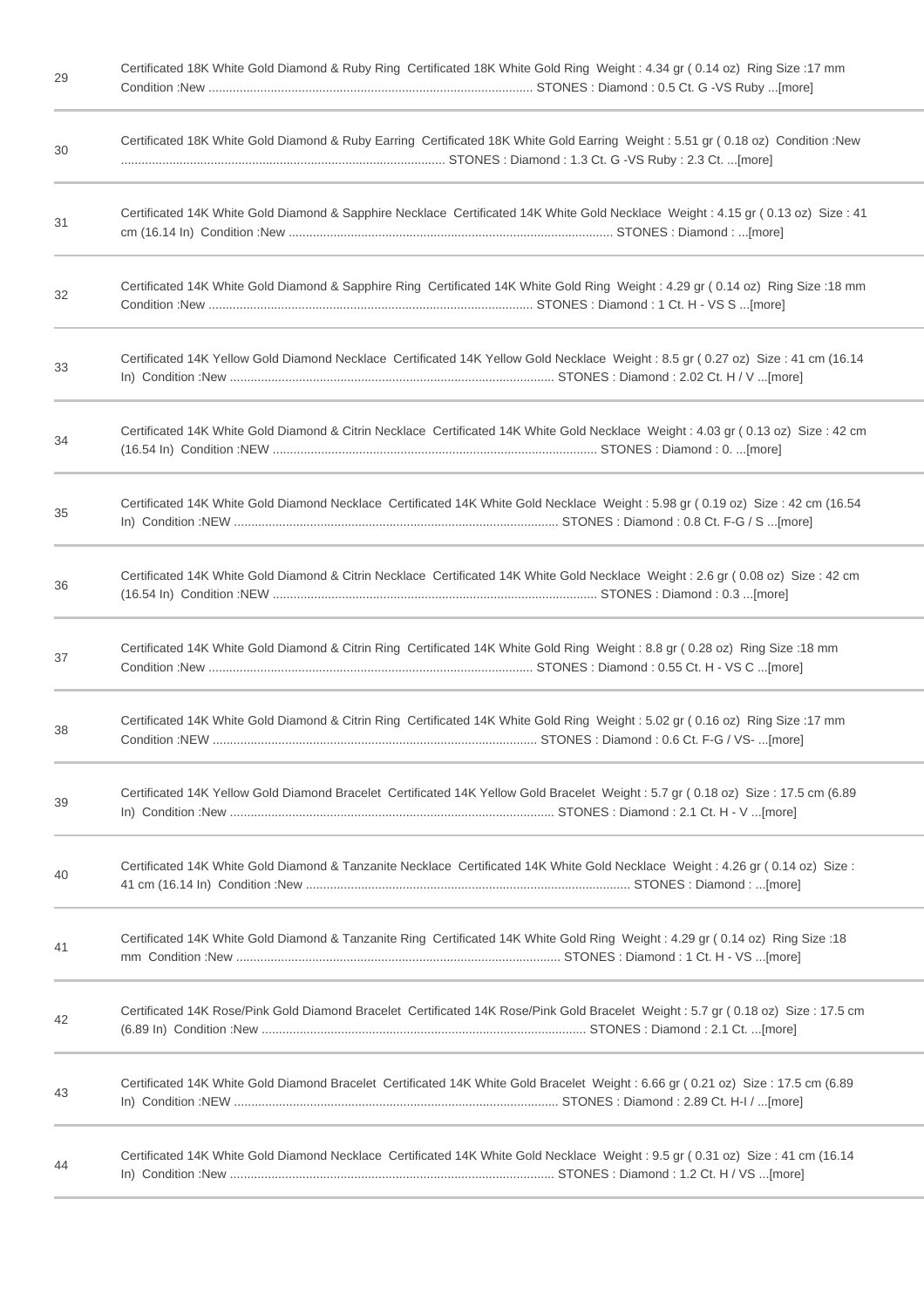| | |
|---|---|
| 29 | Certificated 18K White Gold Diamond & Ruby Ring Certificated 18K White Gold Ring Weight : 4.34 gr ( 0.14 oz) Ring Size :17 mm Condition :New ............................................................................................ STONES : Diamond : 0.5 Ct. G -VS Ruby ...[more] |
| 30 | Certificated 18K White Gold Diamond & Ruby Earring Certificated 18K White Gold Earring Weight : 5.51 gr ( 0.18 oz) Condition :New ............................................................................................ STONES : Diamond : 1.3 Ct. G -VS Ruby : 2.3 Ct. ...[more] |
| 31 | Certificated 14K White Gold Diamond & Sapphire Necklace Certificated 14K White Gold Necklace Weight : 4.15 gr ( 0.13 oz) Size : 41 cm (16.14 In) Condition :New ............................................................................................ STONES : Diamond : ...[more] |
| 32 | Certificated 14K White Gold Diamond & Sapphire Ring Certificated 14K White Gold Ring Weight : 4.29 gr ( 0.14 oz) Ring Size :18 mm Condition :New ............................................................................................ STONES : Diamond : 1 Ct. H - VS S ...[more] |
| 33 | Certificated 14K Yellow Gold Diamond Necklace Certificated 14K Yellow Gold Necklace Weight : 8.5 gr ( 0.27 oz) Size : 41 cm (16.14 In) Condition :New ............................................................................................ STONES : Diamond : 2.02 Ct. H / V ...[more] |
| 34 | Certificated 14K White Gold Diamond & Citrin Necklace Certificated 14K White Gold Necklace Weight : 4.03 gr ( 0.13 oz) Size : 42 cm (16.54 In) Condition :NEW ............................................................................................ STONES : Diamond : 0. ...[more] |
| 35 | Certificated 14K White Gold Diamond Necklace Certificated 14K White Gold Necklace Weight : 5.98 gr ( 0.19 oz) Size : 42 cm (16.54 In) Condition :NEW ............................................................................................ STONES : Diamond : 0.8 Ct. F-G / S ...[more] |
| 36 | Certificated 14K White Gold Diamond & Citrin Necklace Certificated 14K White Gold Necklace Weight : 2.6 gr ( 0.08 oz) Size : 42 cm (16.54 In) Condition :NEW ............................................................................................ STONES : Diamond : 0.3 ...[more] |
| 37 | Certificated 14K White Gold Diamond & Citrin Ring Certificated 14K White Gold Ring Weight : 8.8 gr ( 0.28 oz) Ring Size :18 mm Condition :New ............................................................................................ STONES : Diamond : 0.55 Ct. H - VS C ...[more] |
| 38 | Certificated 14K White Gold Diamond & Citrin Ring Certificated 14K White Gold Ring Weight : 5.02 gr ( 0.16 oz) Ring Size :17 mm Condition :NEW ............................................................................................ STONES : Diamond : 0.6 Ct. F-G / VS- ...[more] |
| 39 | Certificated 14K Yellow Gold Diamond Bracelet Certificated 14K Yellow Gold Bracelet Weight : 5.7 gr ( 0.18 oz) Size : 17.5 cm (6.89 In) Condition :New ............................................................................................ STONES : Diamond : 2.1 Ct. H - V ...[more] |
| 40 | Certificated 14K White Gold Diamond & Tanzanite Necklace Certificated 14K White Gold Necklace Weight : 4.26 gr ( 0.14 oz) Size : 41 cm (16.14 In) Condition :New ............................................................................................ STONES : Diamond : ...[more] |
| 41 | Certificated 14K White Gold Diamond & Tanzanite Ring Certificated 14K White Gold Ring Weight : 4.29 gr ( 0.14 oz) Ring Size :18 mm Condition :New ............................................................................................ STONES : Diamond : 1 Ct. H - VS ...[more] |
| 42 | Certificated 14K Rose/Pink Gold Diamond Bracelet Certificated 14K Rose/Pink Gold Bracelet Weight : 5.7 gr ( 0.18 oz) Size : 17.5 cm (6.89 In) Condition :New ............................................................................................ STONES : Diamond : 2.1 Ct. ...[more] |
| 43 | Certificated 14K White Gold Diamond Bracelet Certificated 14K White Gold Bracelet Weight : 6.66 gr ( 0.21 oz) Size : 17.5 cm (6.89 In) Condition :NEW ............................................................................................ STONES : Diamond : 2.89 Ct. H-I / ...[more] |
| 44 | Certificated 14K White Gold Diamond Necklace Certificated 14K White Gold Necklace Weight : 9.5 gr ( 0.31 oz) Size : 41 cm (16.14 In) Condition :New ............................................................................................ STONES : Diamond : 1.2 Ct. H / VS ...[more] |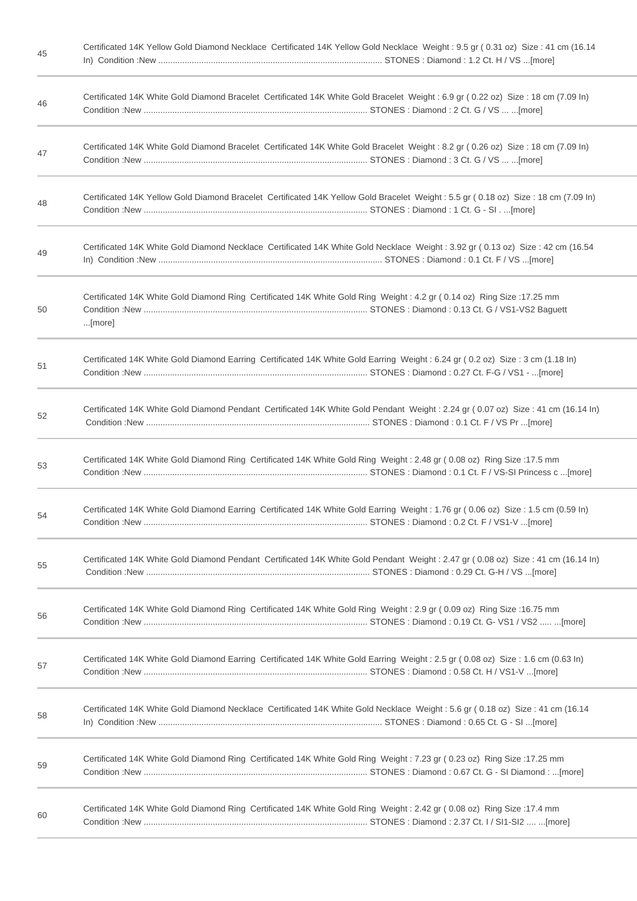| | |
|---|---|
| 45 | Certificated 14K Yellow Gold Diamond Necklace Certificated 14K Yellow Gold Necklace Weight : 9.5 gr ( 0.31 oz) Size : 41 cm (16.14 In) Condition :New ............................................................................................ STONES : Diamond : 1.2 Ct. H / VS ...[more] |
| 46 | Certificated 14K White Gold Diamond Bracelet Certificated 14K White Gold Bracelet Weight : 6.9 gr ( 0.22 oz) Size : 18 cm (7.09 In) Condition :New ............................................................................................ STONES : Diamond : 2 Ct. G / VS ... ...[more] |
| 47 | Certificated 14K White Gold Diamond Bracelet Certificated 14K White Gold Bracelet Weight : 8.2 gr ( 0.26 oz) Size : 18 cm (7.09 In) Condition :New ............................................................................................ STONES : Diamond : 3 Ct. G / VS ... ...[more] |
| 48 | Certificated 14K Yellow Gold Diamond Bracelet Certificated 14K Yellow Gold Bracelet Weight : 5.5 gr ( 0.18 oz) Size : 18 cm (7.09 In) Condition :New ............................................................................................ STONES : Diamond : 1 Ct. G - SI . ...[more] |
| 49 | Certificated 14K White Gold Diamond Necklace Certificated 14K White Gold Necklace Weight : 3.92 gr ( 0.13 oz) Size : 42 cm (16.54 In) Condition :New ............................................................................................ STONES : Diamond : 0.1 Ct. F / VS ...[more] |
| 50 | Certificated 14K White Gold Diamond Ring Certificated 14K White Gold Ring Weight : 4.2 gr ( 0.14 oz) Ring Size :17.25 mm Condition :New ............................................................................................ STONES : Diamond : 0.13 Ct. G / VS1-VS2 Baguett ...[more] |
| 51 | Certificated 14K White Gold Diamond Earring Certificated 14K White Gold Earring Weight : 6.24 gr ( 0.2 oz) Size : 3 cm (1.18 In) Condition :New ............................................................................................ STONES : Diamond : 0.27 Ct. F-G / VS1 - ...[more] |
| 52 | Certificated 14K White Gold Diamond Pendant Certificated 14K White Gold Pendant Weight : 2.24 gr ( 0.07 oz) Size : 41 cm (16.14 In) Condition :New ............................................................................................ STONES : Diamond : 0.1 Ct. F / VS Pr ...[more] |
| 53 | Certificated 14K White Gold Diamond Ring Certificated 14K White Gold Ring Weight : 2.48 gr ( 0.08 oz) Ring Size :17.5 mm Condition :New ............................................................................................ STONES : Diamond : 0.1 Ct. F / VS-SI Princess c ...[more] |
| 54 | Certificated 14K White Gold Diamond Earring Certificated 14K White Gold Earring Weight : 1.76 gr ( 0.06 oz) Size : 1.5 cm (0.59 In) Condition :New ............................................................................................ STONES : Diamond : 0.2 Ct. F / VS1-V ...[more] |
| 55 | Certificated 14K White Gold Diamond Pendant Certificated 14K White Gold Pendant Weight : 2.47 gr ( 0.08 oz) Size : 41 cm (16.14 In) Condition :New ............................................................................................ STONES : Diamond : 0.29 Ct. G-H / VS ...[more] |
| 56 | Certificated 14K White Gold Diamond Ring Certificated 14K White Gold Ring Weight : 2.9 gr ( 0.09 oz) Ring Size :16.75 mm Condition :New ............................................................................................ STONES : Diamond : 0.19 Ct. G- VS1 / VS2 ..... ...[more] |
| 57 | Certificated 14K White Gold Diamond Earring Certificated 14K White Gold Earring Weight : 2.5 gr ( 0.08 oz) Size : 1.6 cm (0.63 In) Condition :New ............................................................................................ STONES : Diamond : 0.58 Ct. H / VS1-V ...[more] |
| 58 | Certificated 14K White Gold Diamond Necklace Certificated 14K White Gold Necklace Weight : 5.6 gr ( 0.18 oz) Size : 41 cm (16.14 In) Condition :New ............................................................................................ STONES : Diamond : 0.65 Ct. G - SI ...[more] |
| 59 | Certificated 14K White Gold Diamond Ring Certificated 14K White Gold Ring Weight : 7.23 gr ( 0.23 oz) Ring Size :17.25 mm Condition :New ............................................................................................ STONES : Diamond : 0.67 Ct. G - SI Diamond : ...[more] |
| 60 | Certificated 14K White Gold Diamond Ring Certificated 14K White Gold Ring Weight : 2.42 gr ( 0.08 oz) Ring Size :17.4 mm Condition :New ............................................................................................ STONES : Diamond : 2.37 Ct. I / SI1-SI2 .... ...[more] |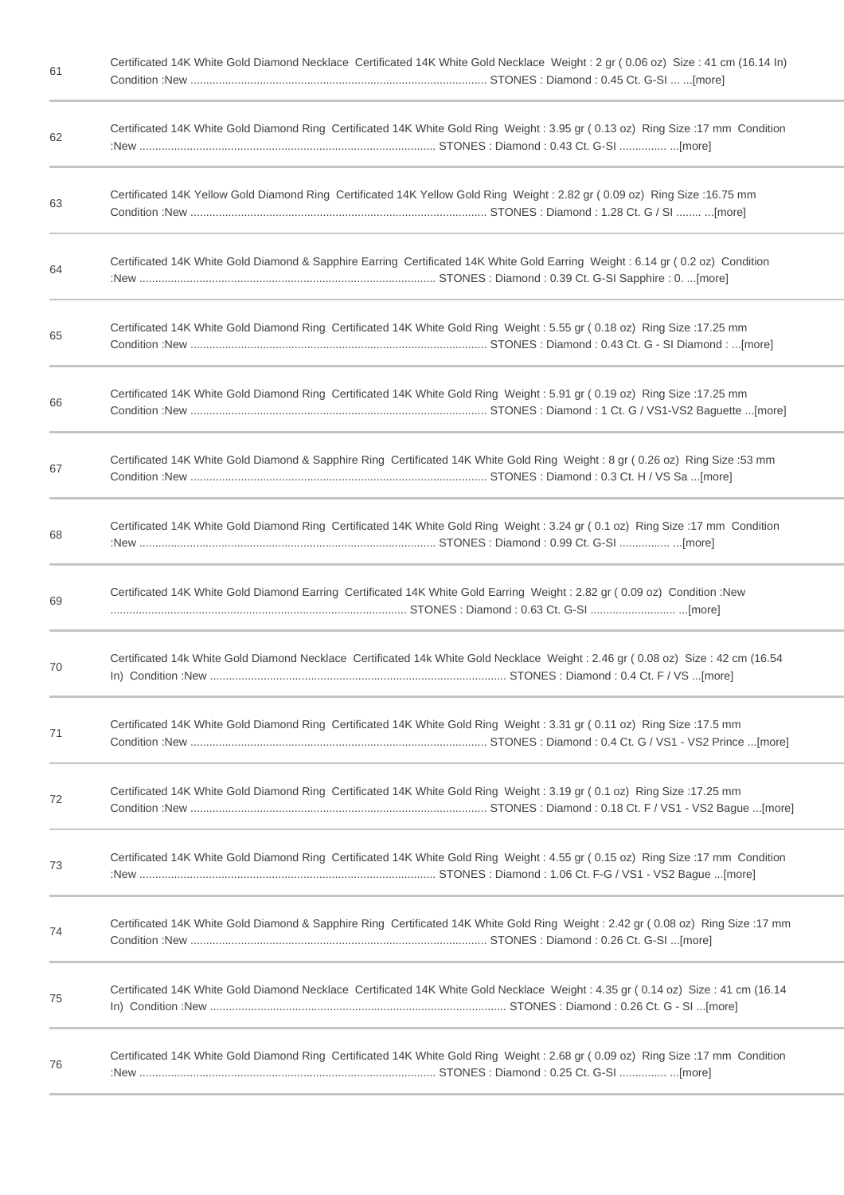| | |
|---|---|
| 61 | Certificated 14K White Gold Diamond Necklace Certificated 14K White Gold Necklace Weight : 2 gr ( 0.06 oz) Size : 41 cm (16.14 In) Condition :New ............................................................................................. STONES : Diamond : 0.45 Ct. G-SI ... ...[more] |
| 62 | Certificated 14K White Gold Diamond Ring Certificated 14K White Gold Ring Weight : 3.95 gr ( 0.13 oz) Ring Size :17 mm Condition :New ............................................................................................. STONES : Diamond : 0.43 Ct. G-SI ............... ...[more] |
| 63 | Certificated 14K Yellow Gold Diamond Ring Certificated 14K Yellow Gold Ring Weight : 2.82 gr ( 0.09 oz) Ring Size :16.75 mm Condition :New ............................................................................................. STONES : Diamond : 1.28 Ct. G / SI ........ ...[more] |
| 64 | Certificated 14K White Gold Diamond & Sapphire Earring Certificated 14K White Gold Earring Weight : 6.14 gr ( 0.2 oz) Condition :New ............................................................................................. STONES : Diamond : 0.39 Ct. G-SI Sapphire : 0. ...[more] |
| 65 | Certificated 14K White Gold Diamond Ring Certificated 14K White Gold Ring Weight : 5.55 gr ( 0.18 oz) Ring Size :17.25 mm Condition :New ............................................................................................. STONES : Diamond : 0.43 Ct. G - SI Diamond : ...[more] |
| 66 | Certificated 14K White Gold Diamond Ring Certificated 14K White Gold Ring Weight : 5.91 gr ( 0.19 oz) Ring Size :17.25 mm Condition :New ............................................................................................. STONES : Diamond : 1 Ct. G / VS1-VS2 Baguette ...[more] |
| 67 | Certificated 14K White Gold Diamond & Sapphire Ring Certificated 14K White Gold Ring Weight : 8 gr ( 0.26 oz) Ring Size :53 mm Condition :New ............................................................................................. STONES : Diamond : 0.3 Ct. H / VS Sa ...[more] |
| 68 | Certificated 14K White Gold Diamond Ring Certificated 14K White Gold Ring Weight : 3.24 gr ( 0.1 oz) Ring Size :17 mm Condition :New ............................................................................................. STONES : Diamond : 0.99 Ct. G-SI ................ ...[more] |
| 69 | Certificated 14K White Gold Diamond Earring Certificated 14K White Gold Earring Weight : 2.82 gr ( 0.09 oz) Condition :New ............................................................................................. STONES : Diamond : 0.63 Ct. G-SI ........................... ...[more] |
| 70 | Certificated 14k White Gold Diamond Necklace Certificated 14k White Gold Necklace Weight : 2.46 gr ( 0.08 oz) Size : 42 cm (16.54 In) Condition :New ............................................................................................. STONES : Diamond : 0.4 Ct. F / VS ...[more] |
| 71 | Certificated 14K White Gold Diamond Ring Certificated 14K White Gold Ring Weight : 3.31 gr ( 0.11 oz) Ring Size :17.5 mm Condition :New ............................................................................................. STONES : Diamond : 0.4 Ct. G / VS1 - VS2 Prince ...[more] |
| 72 | Certificated 14K White Gold Diamond Ring Certificated 14K White Gold Ring Weight : 3.19 gr ( 0.1 oz) Ring Size :17.25 mm Condition :New ............................................................................................. STONES : Diamond : 0.18 Ct. F / VS1 - VS2 Bague ...[more] |
| 73 | Certificated 14K White Gold Diamond Ring Certificated 14K White Gold Ring Weight : 4.55 gr ( 0.15 oz) Ring Size :17 mm Condition :New ............................................................................................. STONES : Diamond : 1.06 Ct. F-G / VS1 - VS2 Bague ...[more] |
| 74 | Certificated 14K White Gold Diamond & Sapphire Ring Certificated 14K White Gold Ring Weight : 2.42 gr ( 0.08 oz) Ring Size :17 mm Condition :New ............................................................................................. STONES : Diamond : 0.26 Ct. G-SI ...[more] |
| 75 | Certificated 14K White Gold Diamond Necklace Certificated 14K White Gold Necklace Weight : 4.35 gr ( 0.14 oz) Size : 41 cm (16.14 In) Condition :New ............................................................................................. STONES : Diamond : 0.26 Ct. G - SI ...[more] |
| 76 | Certificated 14K White Gold Diamond Ring Certificated 14K White Gold Ring Weight : 2.68 gr ( 0.09 oz) Ring Size :17 mm Condition :New ............................................................................................. STONES : Diamond : 0.25 Ct. G-SI ............... ...[more] |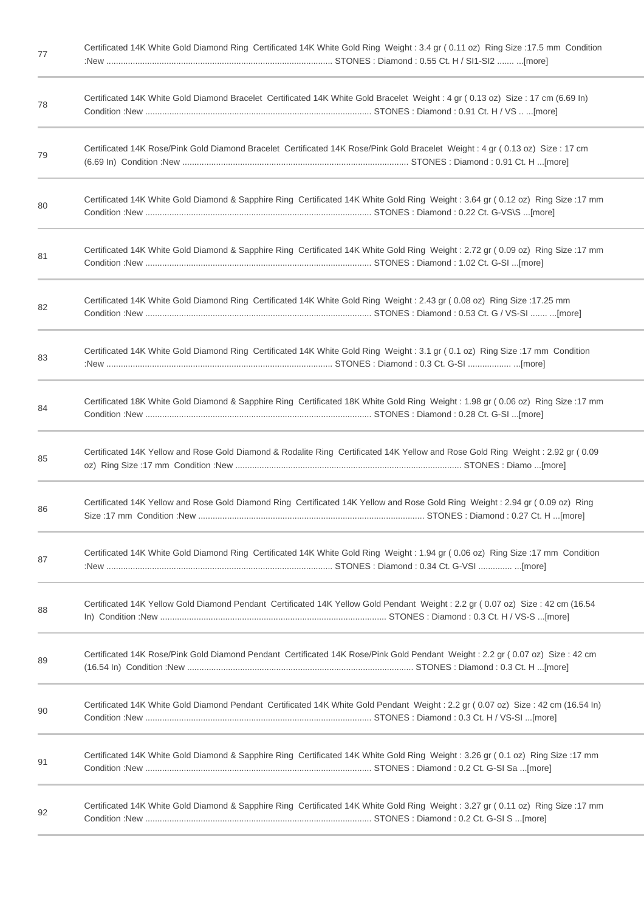| | |
|---|---|
| 77 | Certificated 14K White Gold Diamond Ring Certificated 14K White Gold Ring Weight : 3.4 gr ( 0.11 oz) Ring Size :17.5 mm Condition :New ........................................................................................... STONES : Diamond : 0.55 Ct. H / SI1-SI2 ....... ...[more] |
| 78 | Certificated 14K White Gold Diamond Bracelet Certificated 14K White Gold Bracelet Weight : 4 gr ( 0.13 oz) Size : 17 cm (6.69 In) Condition :New ........................................................................................... STONES : Diamond : 0.91 Ct. H / VS .. ...[more] |
| 79 | Certificated 14K Rose/Pink Gold Diamond Bracelet Certificated 14K Rose/Pink Gold Bracelet Weight : 4 gr ( 0.13 oz) Size : 17 cm (6.69 In) Condition :New ........................................................................................... STONES : Diamond : 0.91 Ct. H ...[more] |
| 80 | Certificated 14K White Gold Diamond & Sapphire Ring Certificated 14K White Gold Ring Weight : 3.64 gr ( 0.12 oz) Ring Size :17 mm Condition :New ........................................................................................... STONES : Diamond : 0.22 Ct. G-VS\S ...[more] |
| 81 | Certificated 14K White Gold Diamond & Sapphire Ring Certificated 14K White Gold Ring Weight : 2.72 gr ( 0.09 oz) Ring Size :17 mm Condition :New ........................................................................................... STONES : Diamond : 1.02 Ct. G-SI ...[more] |
| 82 | Certificated 14K White Gold Diamond Ring Certificated 14K White Gold Ring Weight : 2.43 gr ( 0.08 oz) Ring Size :17.25 mm Condition :New ........................................................................................... STONES : Diamond : 0.53 Ct. G / VS-SI ....... ...[more] |
| 83 | Certificated 14K White Gold Diamond Ring Certificated 14K White Gold Ring Weight : 3.1 gr ( 0.1 oz) Ring Size :17 mm Condition :New ........................................................................................... STONES : Diamond : 0.3 Ct. G-SI .................. ...[more] |
| 84 | Certificated 18K White Gold Diamond & Sapphire Ring Certificated 18K White Gold Ring Weight : 1.98 gr ( 0.06 oz) Ring Size :17 mm Condition :New ........................................................................................... STONES : Diamond : 0.28 Ct. G-SI ...[more] |
| 85 | Certificated 14K Yellow and Rose Gold Diamond & Rodalite Ring Certificated 14K Yellow and Rose Gold Ring Weight : 2.92 gr ( 0.09 oz) Ring Size :17 mm Condition :New ........................................................................................... STONES : Diamo ...[more] |
| 86 | Certificated 14K Yellow and Rose Gold Diamond Ring Certificated 14K Yellow and Rose Gold Ring Weight : 2.94 gr ( 0.09 oz) Ring Size :17 mm Condition :New ........................................................................................... STONES : Diamond : 0.27 Ct. H ...[more] |
| 87 | Certificated 14K White Gold Diamond Ring Certificated 14K White Gold Ring Weight : 1.94 gr ( 0.06 oz) Ring Size :17 mm Condition :New ........................................................................................... STONES : Diamond : 0.34 Ct. G-VSI .............. ...[more] |
| 88 | Certificated 14K Yellow Gold Diamond Pendant Certificated 14K Yellow Gold Pendant Weight : 2.2 gr ( 0.07 oz) Size : 42 cm (16.54 In) Condition :New ........................................................................................... STONES : Diamond : 0.3 Ct. H / VS-S ...[more] |
| 89 | Certificated 14K Rose/Pink Gold Diamond Pendant Certificated 14K Rose/Pink Gold Pendant Weight : 2.2 gr ( 0.07 oz) Size : 42 cm (16.54 In) Condition :New ........................................................................................... STONES : Diamond : 0.3 Ct. H ...[more] |
| 90 | Certificated 14K White Gold Diamond Pendant Certificated 14K White Gold Pendant Weight : 2.2 gr ( 0.07 oz) Size : 42 cm (16.54 In) Condition :New ........................................................................................... STONES : Diamond : 0.3 Ct. H / VS-SI ...[more] |
| 91 | Certificated 14K White Gold Diamond & Sapphire Ring Certificated 14K White Gold Ring Weight : 3.26 gr ( 0.1 oz) Ring Size :17 mm Condition :New ........................................................................................... STONES : Diamond : 0.2 Ct. G-SI Sa ...[more] |
| 92 | Certificated 14K White Gold Diamond & Sapphire Ring Certificated 14K White Gold Ring Weight : 3.27 gr ( 0.11 oz) Ring Size :17 mm Condition :New ........................................................................................... STONES : Diamond : 0.2 Ct. G-SI S ...[more] |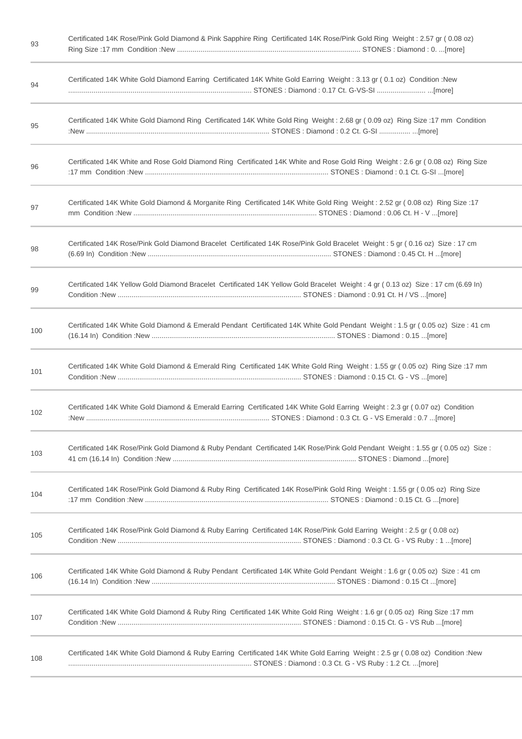| | |
|---|---|
| 93 | Certificated 14K Rose/Pink Gold Diamond & Pink Sapphire Ring Certificated 14K Rose/Pink Gold Ring Weight : 2.57 gr ( 0.08 oz) Ring Size :17 mm Condition :New ............................................................................................. STONES : Diamond : 0. ...[more] |
| 94 | Certificated 14K White Gold Diamond Earring Certificated 14K White Gold Earring Weight : 3.13 gr ( 0.1 oz) Condition :New ............................................................................................. STONES : Diamond : 0.17 Ct. G-VS-SI ......................... ...[more] |
| 95 | Certificated 14K White Gold Diamond Ring Certificated 14K White Gold Ring Weight : 2.68 gr ( 0.09 oz) Ring Size :17 mm Condition :New ............................................................................................. STONES : Diamond : 0.2 Ct. G-SI ................ ...[more] |
| 96 | Certificated 14K White and Rose Gold Diamond Ring Certificated 14K White and Rose Gold Ring Weight : 2.6 gr ( 0.08 oz) Ring Size :17 mm Condition :New ............................................................................................. STONES : Diamond : 0.1 Ct. G-SI ...[more] |
| 97 | Certificated 14K White Gold Diamond & Morganite Ring Certificated 14K White Gold Ring Weight : 2.52 gr ( 0.08 oz) Ring Size :17 mm Condition :New ............................................................................................. STONES : Diamond : 0.06 Ct. H - V ...[more] |
| 98 | Certificated 14K Rose/Pink Gold Diamond Bracelet Certificated 14K Rose/Pink Gold Bracelet Weight : 5 gr ( 0.16 oz) Size : 17 cm (6.69 In) Condition :New ............................................................................................. STONES : Diamond : 0.45 Ct. H ...[more] |
| 99 | Certificated 14K Yellow Gold Diamond Bracelet Certificated 14K Yellow Gold Bracelet Weight : 4 gr ( 0.13 oz) Size : 17 cm (6.69 In) Condition :New ............................................................................................. STONES : Diamond : 0.91 Ct. H / VS ...[more] |
| 100 | Certificated 14K White Gold Diamond & Emerald Pendant Certificated 14K White Gold Pendant Weight : 1.5 gr ( 0.05 oz) Size : 41 cm (16.14 In) Condition :New ............................................................................................. STONES : Diamond : 0.15 ...[more] |
| 101 | Certificated 14K White Gold Diamond & Emerald Ring Certificated 14K White Gold Ring Weight : 1.55 gr ( 0.05 oz) Ring Size :17 mm Condition :New ............................................................................................. STONES : Diamond : 0.15 Ct. G - VS ...[more] |
| 102 | Certificated 14K White Gold Diamond & Emerald Earring Certificated 14K White Gold Earring Weight : 2.3 gr ( 0.07 oz) Condition :New ............................................................................................. STONES : Diamond : 0.3 Ct. G - VS Emerald : 0.7 ...[more] |
| 103 | Certificated 14K Rose/Pink Gold Diamond & Ruby Pendant Certificated 14K Rose/Pink Gold Pendant Weight : 1.55 gr ( 0.05 oz) Size : 41 cm (16.14 In) Condition :New ............................................................................................. STONES : Diamond ...[more] |
| 104 | Certificated 14K Rose/Pink Gold Diamond & Ruby Ring Certificated 14K Rose/Pink Gold Ring Weight : 1.55 gr ( 0.05 oz) Ring Size :17 mm Condition :New ............................................................................................. STONES : Diamond : 0.15 Ct. G ...[more] |
| 105 | Certificated 14K Rose/Pink Gold Diamond & Ruby Earring Certificated 14K Rose/Pink Gold Earring Weight : 2.5 gr ( 0.08 oz) Condition :New ............................................................................................. STONES : Diamond : 0.3 Ct. G - VS Ruby : 1 ...[more] |
| 106 | Certificated 14K White Gold Diamond & Ruby Pendant Certificated 14K White Gold Pendant Weight : 1.6 gr ( 0.05 oz) Size : 41 cm (16.14 In) Condition :New ............................................................................................. STONES : Diamond : 0.15 Ct ...[more] |
| 107 | Certificated 14K White Gold Diamond & Ruby Ring Certificated 14K White Gold Ring Weight : 1.6 gr ( 0.05 oz) Ring Size :17 mm Condition :New ............................................................................................. STONES : Diamond : 0.15 Ct. G - VS Rub ...[more] |
| 108 | Certificated 14K White Gold Diamond & Ruby Earring Certificated 14K White Gold Earring Weight : 2.5 gr ( 0.08 oz) Condition :New ............................................................................................. STONES : Diamond : 0.3 Ct. G - VS Ruby : 1.2 Ct. ...[more] |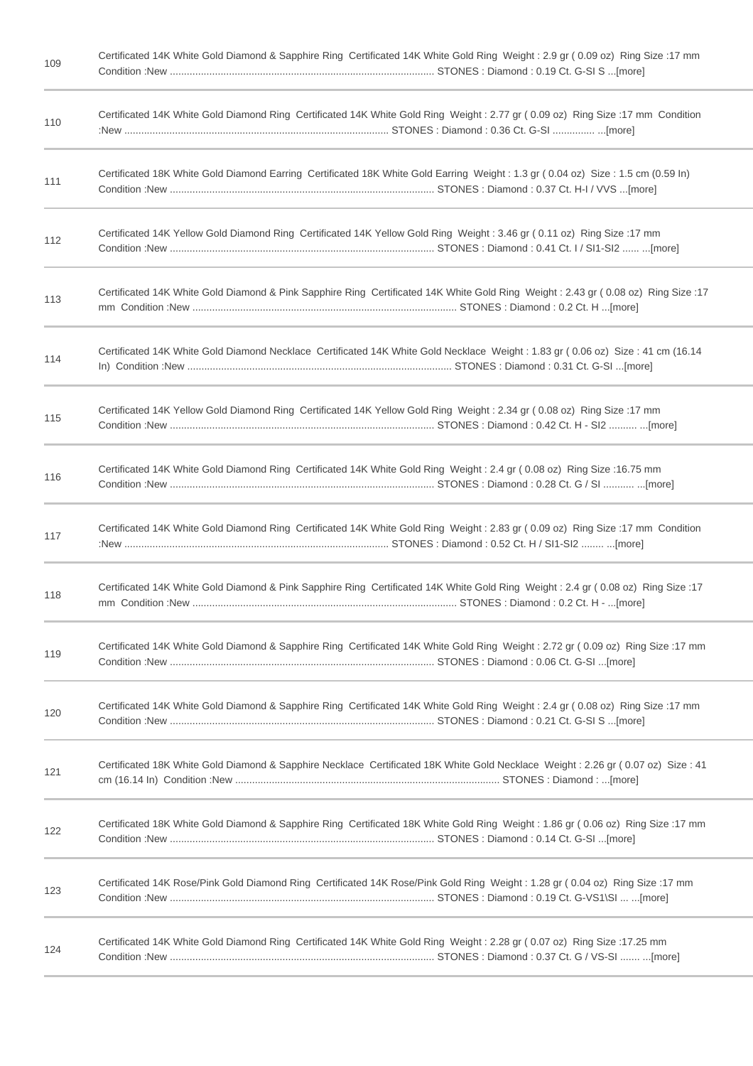| | |
|---|---|
| 109 | Certificated 14K White Gold Diamond & Sapphire Ring Certificated 14K White Gold Ring Weight : 2.9 gr ( 0.09 oz) Ring Size :17 mm Condition :New .............................................................................................. STONES : Diamond : 0.19 Ct. G-SI S ...[more] |
| 110 | Certificated 14K White Gold Diamond Ring Certificated 14K White Gold Ring Weight : 2.77 gr ( 0.09 oz) Ring Size :17 mm Condition :New .............................................................................................. STONES : Diamond : 0.36 Ct. G-SI ............... ...[more] |
| 111 | Certificated 18K White Gold Diamond Earring Certificated 18K White Gold Earring Weight : 1.3 gr ( 0.04 oz) Size : 1.5 cm (0.59 In) Condition :New .............................................................................................. STONES : Diamond : 0.37 Ct. H-I / VVS ...[more] |
| 112 | Certificated 14K Yellow Gold Diamond Ring Certificated 14K Yellow Gold Ring Weight : 3.46 gr ( 0.11 oz) Ring Size :17 mm Condition :New .............................................................................................. STONES : Diamond : 0.41 Ct. I / SI1-SI2 ...... ...[more] |
| 113 | Certificated 14K White Gold Diamond & Pink Sapphire Ring Certificated 14K White Gold Ring Weight : 2.43 gr ( 0.08 oz) Ring Size :17 mm Condition :New .............................................................................................. STONES : Diamond : 0.2 Ct. H ...[more] |
| 114 | Certificated 14K White Gold Diamond Necklace Certificated 14K White Gold Necklace Weight : 1.83 gr ( 0.06 oz) Size : 41 cm (16.14 In) Condition :New .............................................................................................. STONES : Diamond : 0.31 Ct. G-SI ...[more] |
| 115 | Certificated 14K Yellow Gold Diamond Ring Certificated 14K Yellow Gold Ring Weight : 2.34 gr ( 0.08 oz) Ring Size :17 mm Condition :New .............................................................................................. STONES : Diamond : 0.42 Ct. H - SI2 .......... ...[more] |
| 116 | Certificated 14K White Gold Diamond Ring Certificated 14K White Gold Ring Weight : 2.4 gr ( 0.08 oz) Ring Size :16.75 mm Condition :New .............................................................................................. STONES : Diamond : 0.28 Ct. G / SI ........... ...[more] |
| 117 | Certificated 14K White Gold Diamond Ring Certificated 14K White Gold Ring Weight : 2.83 gr ( 0.09 oz) Ring Size :17 mm Condition :New .............................................................................................. STONES : Diamond : 0.52 Ct. H / SI1-SI2 ........ ...[more] |
| 118 | Certificated 14K White Gold Diamond & Pink Sapphire Ring Certificated 14K White Gold Ring Weight : 2.4 gr ( 0.08 oz) Ring Size :17 mm Condition :New .............................................................................................. STONES : Diamond : 0.2 Ct. H - ...[more] |
| 119 | Certificated 14K White Gold Diamond & Sapphire Ring Certificated 14K White Gold Ring Weight : 2.72 gr ( 0.09 oz) Ring Size :17 mm Condition :New .............................................................................................. STONES : Diamond : 0.06 Ct. G-SI ...[more] |
| 120 | Certificated 14K White Gold Diamond & Sapphire Ring Certificated 14K White Gold Ring Weight : 2.4 gr ( 0.08 oz) Ring Size :17 mm Condition :New .............................................................................................. STONES : Diamond : 0.21 Ct. G-SI S ...[more] |
| 121 | Certificated 18K White Gold Diamond & Sapphire Necklace Certificated 18K White Gold Necklace Weight : 2.26 gr ( 0.07 oz) Size : 41 cm (16.14 In) Condition :New .............................................................................................. STONES : Diamond : ...[more] |
| 122 | Certificated 18K White Gold Diamond & Sapphire Ring Certificated 18K White Gold Ring Weight : 1.86 gr ( 0.06 oz) Ring Size :17 mm Condition :New .............................................................................................. STONES : Diamond : 0.14 Ct. G-SI ...[more] |
| 123 | Certificated 14K Rose/Pink Gold Diamond Ring Certificated 14K Rose/Pink Gold Ring Weight : 1.28 gr ( 0.04 oz) Ring Size :17 mm Condition :New .............................................................................................. STONES : Diamond : 0.19 Ct. G-VS1\SI ... ...[more] |
| 124 | Certificated 14K White Gold Diamond Ring Certificated 14K White Gold Ring Weight : 2.28 gr ( 0.07 oz) Ring Size :17.25 mm Condition :New .............................................................................................. STONES : Diamond : 0.37 Ct. G / VS-SI ....... ...[more] |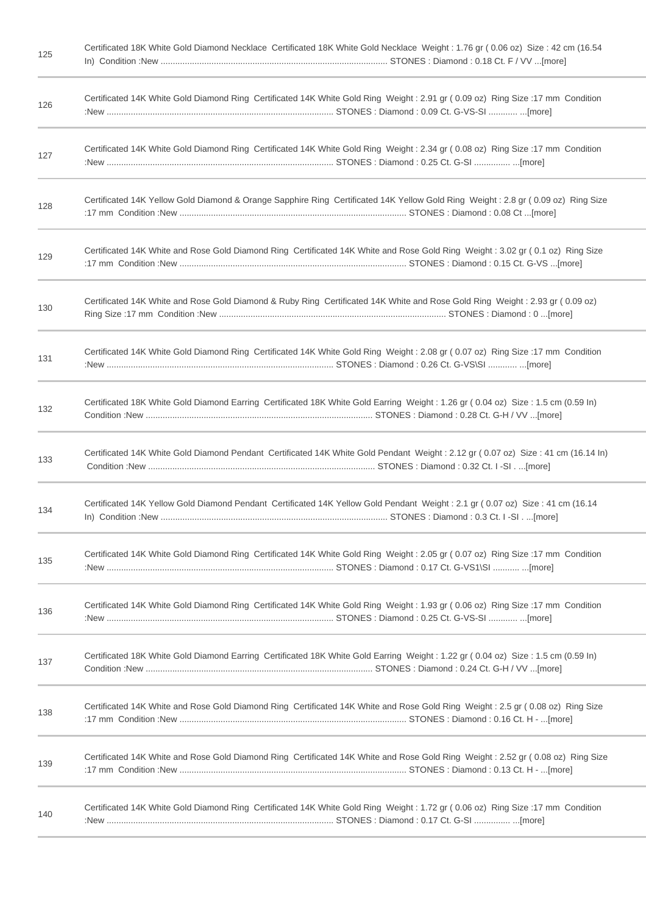| | |
|---|---|
| 125 | Certificated 18K White Gold Diamond Necklace Certificated 18K White Gold Necklace Weight : 1.76 gr ( 0.06 oz) Size : 42 cm (16.54 In) Condition :New ............................................................................................ STONES : Diamond : 0.18 Ct. F / VV ...[more] |
| 126 | Certificated 14K White Gold Diamond Ring Certificated 14K White Gold Ring Weight : 2.91 gr ( 0.09 oz) Ring Size :17 mm Condition :New ............................................................................................ STONES : Diamond : 0.09 Ct. G-VS-SI ............ ...[more] |
| 127 | Certificated 14K White Gold Diamond Ring Certificated 14K White Gold Ring Weight : 2.34 gr ( 0.08 oz) Ring Size :17 mm Condition :New ............................................................................................ STONES : Diamond : 0.25 Ct. G-SI ............... ...[more] |
| 128 | Certificated 14K Yellow Gold Diamond & Orange Sapphire Ring Certificated 14K Yellow Gold Ring Weight : 2.8 gr ( 0.09 oz) Ring Size :17 mm Condition :New ............................................................................................ STONES : Diamond : 0.08 Ct ...[more] |
| 129 | Certificated 14K White and Rose Gold Diamond Ring Certificated 14K White and Rose Gold Ring Weight : 3.02 gr ( 0.1 oz) Ring Size :17 mm Condition :New ............................................................................................ STONES : Diamond : 0.15 Ct. G-VS ...[more] |
| 130 | Certificated 14K White and Rose Gold Diamond & Ruby Ring Certificated 14K White and Rose Gold Ring Weight : 2.93 gr ( 0.09 oz) Ring Size :17 mm Condition :New ............................................................................................ STONES : Diamond : 0 ...[more] |
| 131 | Certificated 14K White Gold Diamond Ring Certificated 14K White Gold Ring Weight : 2.08 gr ( 0.07 oz) Ring Size :17 mm Condition :New ............................................................................................ STONES : Diamond : 0.26 Ct. G-VS\SI ............ ...[more] |
| 132 | Certificated 18K White Gold Diamond Earring Certificated 18K White Gold Earring Weight : 1.26 gr ( 0.04 oz) Size : 1.5 cm (0.59 In) Condition :New ............................................................................................ STONES : Diamond : 0.28 Ct. G-H / VV ...[more] |
| 133 | Certificated 14K White Gold Diamond Pendant Certificated 14K White Gold Pendant Weight : 2.12 gr ( 0.07 oz) Size : 41 cm (16.14 In) Condition :New ............................................................................................ STONES : Diamond : 0.32 Ct. I -SI . ...[more] |
| 134 | Certificated 14K Yellow Gold Diamond Pendant Certificated 14K Yellow Gold Pendant Weight : 2.1 gr ( 0.07 oz) Size : 41 cm (16.14 In) Condition :New ............................................................................................ STONES : Diamond : 0.3 Ct. I -SI . ...[more] |
| 135 | Certificated 14K White Gold Diamond Ring Certificated 14K White Gold Ring Weight : 2.05 gr ( 0.07 oz) Ring Size :17 mm Condition :New ............................................................................................ STONES : Diamond : 0.17 Ct. G-VS1\SI ........... ...[more] |
| 136 | Certificated 14K White Gold Diamond Ring Certificated 14K White Gold Ring Weight : 1.93 gr ( 0.06 oz) Ring Size :17 mm Condition :New ............................................................................................ STONES : Diamond : 0.25 Ct. G-VS-SI ............ ...[more] |
| 137 | Certificated 18K White Gold Diamond Earring Certificated 18K White Gold Earring Weight : 1.22 gr ( 0.04 oz) Size : 1.5 cm (0.59 In) Condition :New ............................................................................................ STONES : Diamond : 0.24 Ct. G-H / VV ...[more] |
| 138 | Certificated 14K White and Rose Gold Diamond Ring Certificated 14K White and Rose Gold Ring Weight : 2.5 gr ( 0.08 oz) Ring Size :17 mm Condition :New ............................................................................................ STONES : Diamond : 0.16 Ct. H - ...[more] |
| 139 | Certificated 14K White and Rose Gold Diamond Ring Certificated 14K White and Rose Gold Ring Weight : 2.52 gr ( 0.08 oz) Ring Size :17 mm Condition :New ............................................................................................ STONES : Diamond : 0.13 Ct. H - ...[more] |
| 140 | Certificated 14K White Gold Diamond Ring Certificated 14K White Gold Ring Weight : 1.72 gr ( 0.06 oz) Ring Size :17 mm Condition :New ............................................................................................ STONES : Diamond : 0.17 Ct. G-SI ............... ...[more] |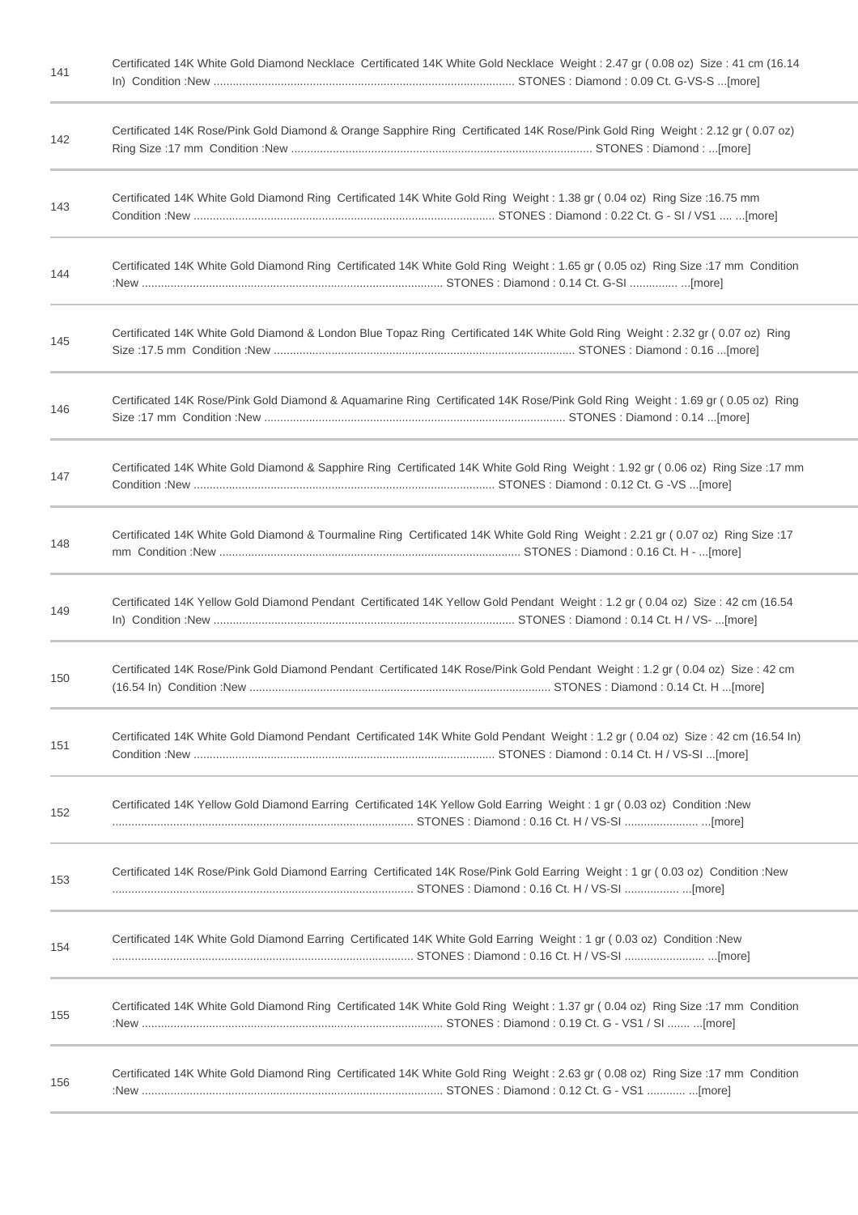| | |
|---|---|
| 141 | Certificated 14K White Gold Diamond Necklace Certificated 14K White Gold Necklace Weight : 2.47 gr ( 0.08 oz) Size : 41 cm (16.14 In) Condition :New ............................................................................................. STONES : Diamond : 0.09 Ct. G-VS-S ...[more] |
| 142 | Certificated 14K Rose/Pink Gold Diamond & Orange Sapphire Ring Certificated 14K Rose/Pink Gold Ring Weight : 2.12 gr ( 0.07 oz) Ring Size :17 mm Condition :New ............................................................................................. STONES : Diamond : ...[more] |
| 143 | Certificated 14K White Gold Diamond Ring Certificated 14K White Gold Ring Weight : 1.38 gr ( 0.04 oz) Ring Size :16.75 mm Condition :New ............................................................................................. STONES : Diamond : 0.22 Ct. G - SI / VS1 .... ...[more] |
| 144 | Certificated 14K White Gold Diamond Ring Certificated 14K White Gold Ring Weight : 1.65 gr ( 0.05 oz) Ring Size :17 mm Condition :New ............................................................................................. STONES : Diamond : 0.14 Ct. G-SI ............... ...[more] |
| 145 | Certificated 14K White Gold Diamond & London Blue Topaz Ring Certificated 14K White Gold Ring Weight : 2.32 gr ( 0.07 oz) Ring Size :17.5 mm Condition :New ............................................................................................. STONES : Diamond : 0.16 ...[more] |
| 146 | Certificated 14K Rose/Pink Gold Diamond & Aquamarine Ring Certificated 14K Rose/Pink Gold Ring Weight : 1.69 gr ( 0.05 oz) Ring Size :17 mm Condition :New ............................................................................................. STONES : Diamond : 0.14 ...[more] |
| 147 | Certificated 14K White Gold Diamond & Sapphire Ring Certificated 14K White Gold Ring Weight : 1.92 gr ( 0.06 oz) Ring Size :17 mm Condition :New ............................................................................................. STONES : Diamond : 0.12 Ct. G -VS ...[more] |
| 148 | Certificated 14K White Gold Diamond & Tourmaline Ring Certificated 14K White Gold Ring Weight : 2.21 gr ( 0.07 oz) Ring Size :17 mm Condition :New ............................................................................................. STONES : Diamond : 0.16 Ct. H - ...[more] |
| 149 | Certificated 14K Yellow Gold Diamond Pendant Certificated 14K Yellow Gold Pendant Weight : 1.2 gr ( 0.04 oz) Size : 42 cm (16.54 In) Condition :New ............................................................................................. STONES : Diamond : 0.14 Ct. H / VS- ...[more] |
| 150 | Certificated 14K Rose/Pink Gold Diamond Pendant Certificated 14K Rose/Pink Gold Pendant Weight : 1.2 gr ( 0.04 oz) Size : 42 cm (16.54 In) Condition :New ............................................................................................. STONES : Diamond : 0.14 Ct. H ...[more] |
| 151 | Certificated 14K White Gold Diamond Pendant Certificated 14K White Gold Pendant Weight : 1.2 gr ( 0.04 oz) Size : 42 cm (16.54 In) Condition :New ............................................................................................. STONES : Diamond : 0.14 Ct. H / VS-SI ...[more] |
| 152 | Certificated 14K Yellow Gold Diamond Earring Certificated 14K Yellow Gold Earring Weight : 1 gr ( 0.03 oz) Condition :New ............................................................................................. STONES : Diamond : 0.16 Ct. H / VS-SI ....................... ...[more] |
| 153 | Certificated 14K Rose/Pink Gold Diamond Earring Certificated 14K Rose/Pink Gold Earring Weight : 1 gr ( 0.03 oz) Condition :New ............................................................................................. STONES : Diamond : 0.16 Ct. H / VS-SI ................. ...[more] |
| 154 | Certificated 14K White Gold Diamond Earring Certificated 14K White Gold Earring Weight : 1 gr ( 0.03 oz) Condition :New ............................................................................................. STONES : Diamond : 0.16 Ct. H / VS-SI ......................... ...[more] |
| 155 | Certificated 14K White Gold Diamond Ring Certificated 14K White Gold Ring Weight : 1.37 gr ( 0.04 oz) Ring Size :17 mm Condition :New ............................................................................................. STONES : Diamond : 0.19 Ct. G - VS1 / SI ....... ...[more] |
| 156 | Certificated 14K White Gold Diamond Ring Certificated 14K White Gold Ring Weight : 2.63 gr ( 0.08 oz) Ring Size :17 mm Condition :New ............................................................................................. STONES : Diamond : 0.12 Ct. G - VS1 ............ ...[more] |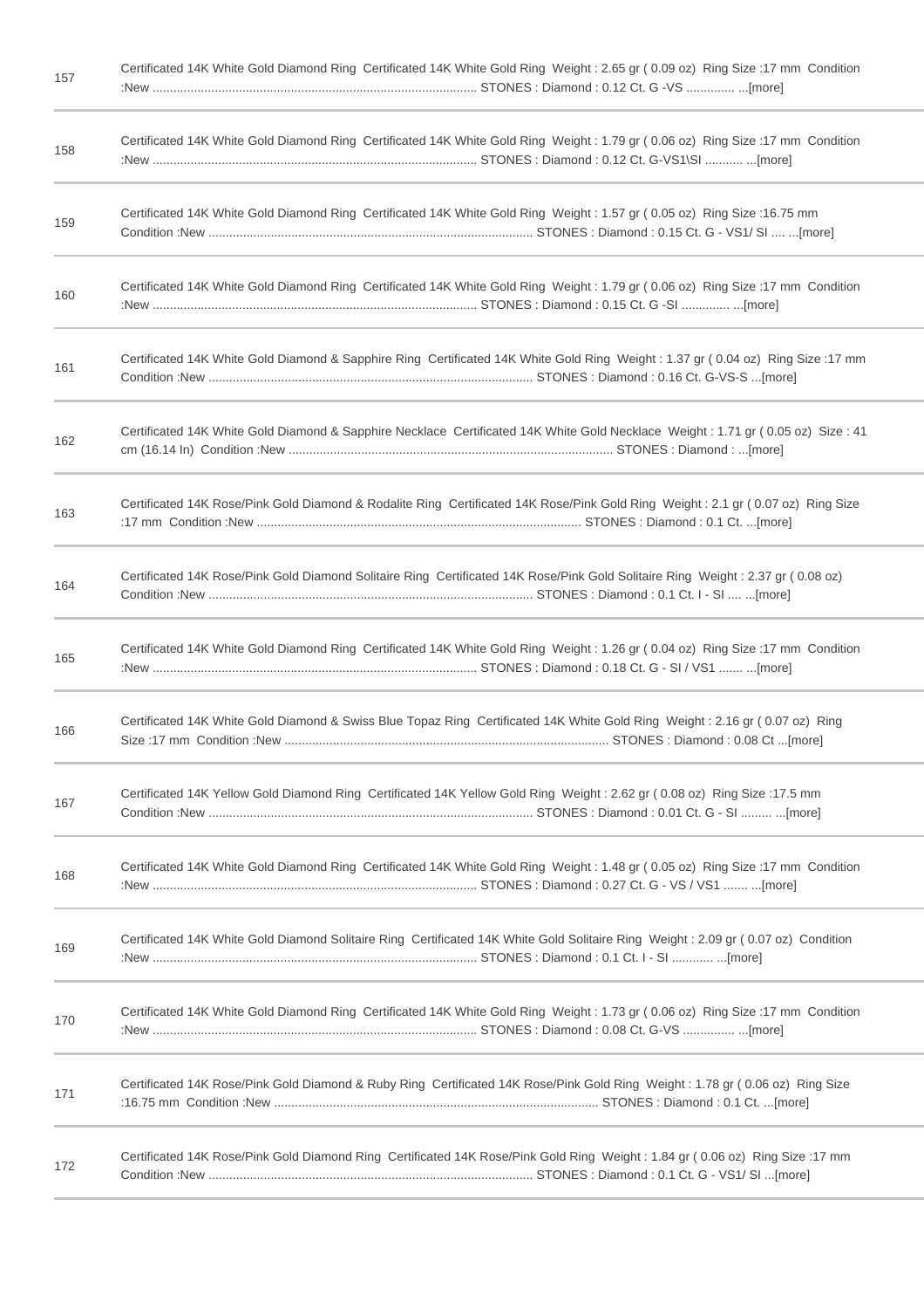| | |
|---|---|
| 157 | Certificated 14K White Gold Diamond Ring Certificated 14K White Gold Ring Weight : 2.65 gr ( 0.09 oz) Ring Size :17 mm Condition :New ............................................................................................ STONES : Diamond : 0.12 Ct. G -VS .............. ...[more] |
| 158 | Certificated 14K White Gold Diamond Ring Certificated 14K White Gold Ring Weight : 1.79 gr ( 0.06 oz) Ring Size :17 mm Condition :New ............................................................................................ STONES : Diamond : 0.12 Ct. G-VS1\SI ........... ...[more] |
| 159 | Certificated 14K White Gold Diamond Ring Certificated 14K White Gold Ring Weight : 1.57 gr ( 0.05 oz) Ring Size :16.75 mm Condition :New ............................................................................................ STONES : Diamond : 0.15 Ct. G - VS1/ SI .... ...[more] |
| 160 | Certificated 14K White Gold Diamond Ring Certificated 14K White Gold Ring Weight : 1.79 gr ( 0.06 oz) Ring Size :17 mm Condition :New ............................................................................................ STONES : Diamond : 0.15 Ct. G -SI .............. ...[more] |
| 161 | Certificated 14K White Gold Diamond & Sapphire Ring Certificated 14K White Gold Ring Weight : 1.37 gr ( 0.04 oz) Ring Size :17 mm Condition :New ............................................................................................ STONES : Diamond : 0.16 Ct. G-VS-S ...[more] |
| 162 | Certificated 14K White Gold Diamond & Sapphire Necklace Certificated 14K White Gold Necklace Weight : 1.71 gr ( 0.05 oz) Size : 41 cm (16.14 In) Condition :New ............................................................................................ STONES : Diamond : ...[more] |
| 163 | Certificated 14K Rose/Pink Gold Diamond & Rodalite Ring Certificated 14K Rose/Pink Gold Ring Weight : 2.1 gr ( 0.07 oz) Ring Size :17 mm Condition :New ............................................................................................ STONES : Diamond : 0.1 Ct. ...[more] |
| 164 | Certificated 14K Rose/Pink Gold Diamond Solitaire Ring Certificated 14K Rose/Pink Gold Solitaire Ring Weight : 2.37 gr ( 0.08 oz) Condition :New ............................................................................................ STONES : Diamond : 0.1 Ct. I - SI .... ...[more] |
| 165 | Certificated 14K White Gold Diamond Ring Certificated 14K White Gold Ring Weight : 1.26 gr ( 0.04 oz) Ring Size :17 mm Condition :New ............................................................................................ STONES : Diamond : 0.18 Ct. G - SI / VS1 ....... ...[more] |
| 166 | Certificated 14K White Gold Diamond & Swiss Blue Topaz Ring Certificated 14K White Gold Ring Weight : 2.16 gr ( 0.07 oz) Ring Size :17 mm Condition :New ............................................................................................ STONES : Diamond : 0.08 Ct ...[more] |
| 167 | Certificated 14K Yellow Gold Diamond Ring Certificated 14K Yellow Gold Ring Weight : 2.62 gr ( 0.08 oz) Ring Size :17.5 mm Condition :New ............................................................................................ STONES : Diamond : 0.01 Ct. G - SI ......... ...[more] |
| 168 | Certificated 14K White Gold Diamond Ring Certificated 14K White Gold Ring Weight : 1.48 gr ( 0.05 oz) Ring Size :17 mm Condition :New ............................................................................................ STONES : Diamond : 0.27 Ct. G - VS / VS1 ....... ...[more] |
| 169 | Certificated 14K White Gold Diamond Solitaire Ring Certificated 14K White Gold Solitaire Ring Weight : 2.09 gr ( 0.07 oz) Condition :New ............................................................................................ STONES : Diamond : 0.1 Ct. I - SI ............ ...[more] |
| 170 | Certificated 14K White Gold Diamond Ring Certificated 14K White Gold Ring Weight : 1.73 gr ( 0.06 oz) Ring Size :17 mm Condition :New ............................................................................................ STONES : Diamond : 0.08 Ct. G-VS ............... ...[more] |
| 171 | Certificated 14K Rose/Pink Gold Diamond & Ruby Ring Certificated 14K Rose/Pink Gold Ring Weight : 1.78 gr ( 0.06 oz) Ring Size :16.75 mm Condition :New ............................................................................................ STONES : Diamond : 0.1 Ct. ...[more] |
| 172 | Certificated 14K Rose/Pink Gold Diamond Ring Certificated 14K Rose/Pink Gold Ring Weight : 1.84 gr ( 0.06 oz) Ring Size :17 mm Condition :New ............................................................................................ STONES : Diamond : 0.1 Ct. G - VS1/ SI ...[more] |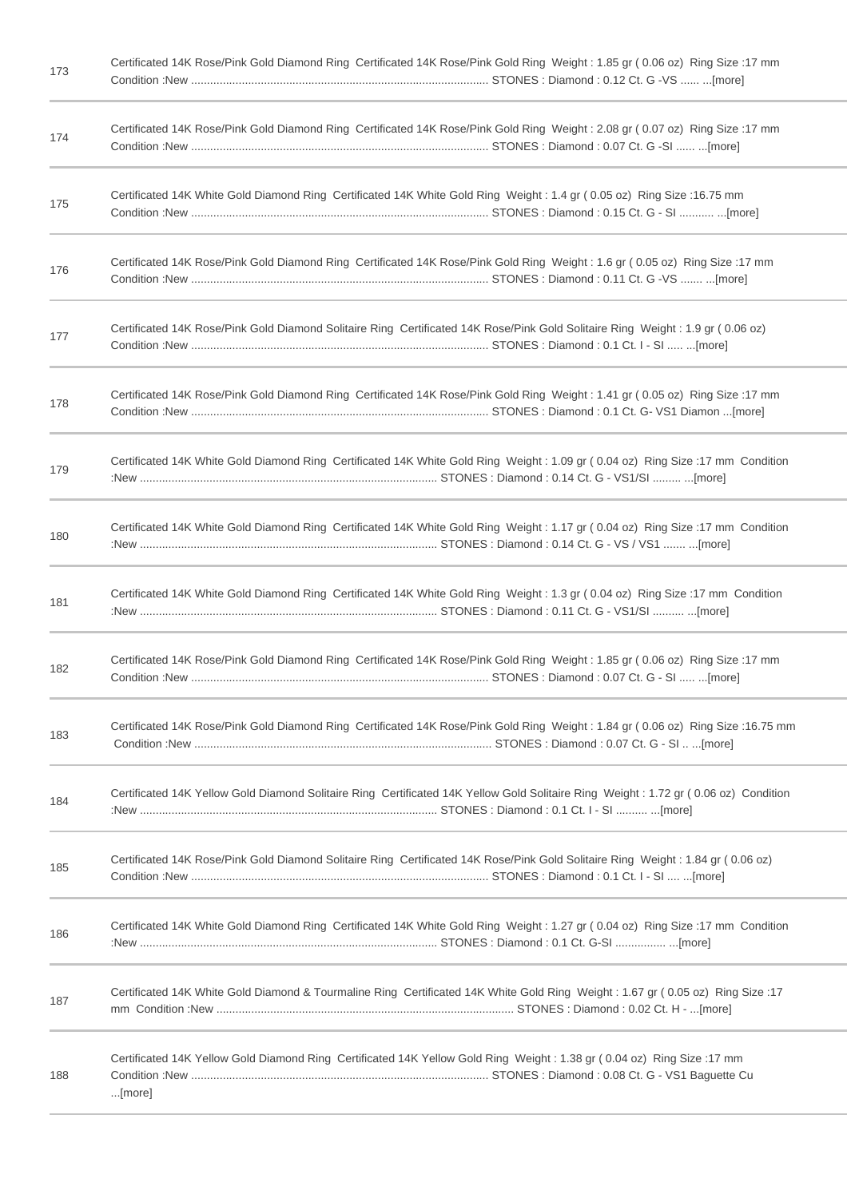| | |
|---|---|
| 173 | Certificated 14K Rose/Pink Gold Diamond Ring Certificated 14K Rose/Pink Gold Ring Weight : 1.85 gr ( 0.06 oz) Ring Size :17 mm Condition :New ........................................................................................... STONES : Diamond : 0.12 Ct. G -VS ...... ...[more] |
| 174 | Certificated 14K Rose/Pink Gold Diamond Ring Certificated 14K Rose/Pink Gold Ring Weight : 2.08 gr ( 0.07 oz) Ring Size :17 mm Condition :New ........................................................................................... STONES : Diamond : 0.07 Ct. G -SI ...... ...[more] |
| 175 | Certificated 14K White Gold Diamond Ring Certificated 14K White Gold Ring Weight : 1.4 gr ( 0.05 oz) Ring Size :16.75 mm Condition :New ........................................................................................... STONES : Diamond : 0.15 Ct. G - SI ........... ...[more] |
| 176 | Certificated 14K Rose/Pink Gold Diamond Ring Certificated 14K Rose/Pink Gold Ring Weight : 1.6 gr ( 0.05 oz) Ring Size :17 mm Condition :New ........................................................................................... STONES : Diamond : 0.11 Ct. G -VS ....... ...[more] |
| 177 | Certificated 14K Rose/Pink Gold Diamond Solitaire Ring Certificated 14K Rose/Pink Gold Solitaire Ring Weight : 1.9 gr ( 0.06 oz) Condition :New ........................................................................................... STONES : Diamond : 0.1 Ct. I - SI ..... ...[more] |
| 178 | Certificated 14K Rose/Pink Gold Diamond Ring Certificated 14K Rose/Pink Gold Ring Weight : 1.41 gr ( 0.05 oz) Ring Size :17 mm Condition :New ........................................................................................... STONES : Diamond : 0.1 Ct. G- VS1 Diamon ...[more] |
| 179 | Certificated 14K White Gold Diamond Ring Certificated 14K White Gold Ring Weight : 1.09 gr ( 0.04 oz) Ring Size :17 mm Condition :New ........................................................................................... STONES : Diamond : 0.14 Ct. G - VS1/SI ......... ...[more] |
| 180 | Certificated 14K White Gold Diamond Ring Certificated 14K White Gold Ring Weight : 1.17 gr ( 0.04 oz) Ring Size :17 mm Condition :New ........................................................................................... STONES : Diamond : 0.14 Ct. G - VS / VS1 ....... ...[more] |
| 181 | Certificated 14K White Gold Diamond Ring Certificated 14K White Gold Ring Weight : 1.3 gr ( 0.04 oz) Ring Size :17 mm Condition :New ........................................................................................... STONES : Diamond : 0.11 Ct. G - VS1/SI .......... ...[more] |
| 182 | Certificated 14K Rose/Pink Gold Diamond Ring Certificated 14K Rose/Pink Gold Ring Weight : 1.85 gr ( 0.06 oz) Ring Size :17 mm Condition :New ........................................................................................... STONES : Diamond : 0.07 Ct. G - SI ..... ...[more] |
| 183 | Certificated 14K Rose/Pink Gold Diamond Ring Certificated 14K Rose/Pink Gold Ring Weight : 1.84 gr ( 0.06 oz) Ring Size :16.75 mm Condition :New ........................................................................................... STONES : Diamond : 0.07 Ct. G - SI .. ...[more] |
| 184 | Certificated 14K Yellow Gold Diamond Solitaire Ring Certificated 14K Yellow Gold Solitaire Ring Weight : 1.72 gr ( 0.06 oz) Condition :New ........................................................................................... STONES : Diamond : 0.1 Ct. I - SI .......... ...[more] |
| 185 | Certificated 14K Rose/Pink Gold Diamond Solitaire Ring Certificated 14K Rose/Pink Gold Solitaire Ring Weight : 1.84 gr ( 0.06 oz) Condition :New ........................................................................................... STONES : Diamond : 0.1 Ct. I - SI .... ...[more] |
| 186 | Certificated 14K White Gold Diamond Ring Certificated 14K White Gold Ring Weight : 1.27 gr ( 0.04 oz) Ring Size :17 mm Condition :New ........................................................................................... STONES : Diamond : 0.1 Ct. G-SI ................ ...[more] |
| 187 | Certificated 14K White Gold Diamond & Tourmaline Ring Certificated 14K White Gold Ring Weight : 1.67 gr ( 0.05 oz) Ring Size :17 mm Condition :New ........................................................................................... STONES : Diamond : 0.02 Ct. H - ...[more] |
| 188 | Certificated 14K Yellow Gold Diamond Ring Certificated 14K Yellow Gold Ring Weight : 1.38 gr ( 0.04 oz) Ring Size :17 mm Condition :New ........................................................................................... STONES : Diamond : 0.08 Ct. G - VS1 Baguette Cu ...[more] |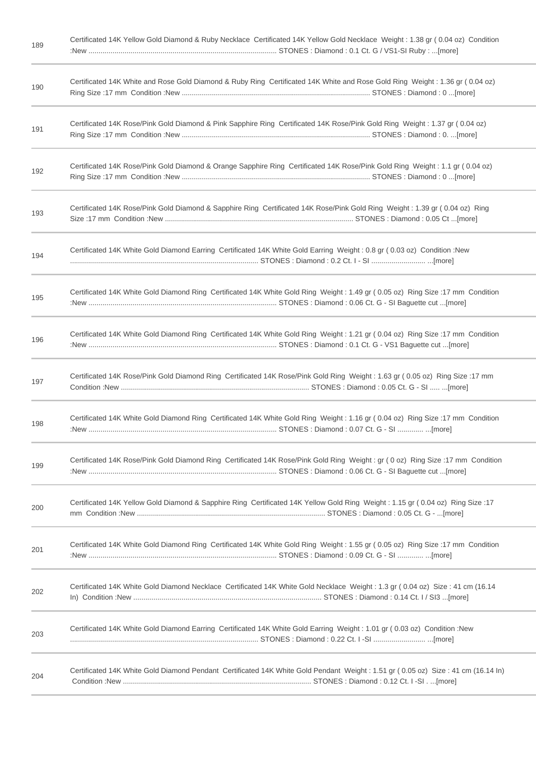| | |
|---|---|
| 189 | Certificated 14K Yellow Gold Diamond & Ruby Necklace Certificated 14K Yellow Gold Necklace Weight : 1.38 gr ( 0.04 oz) Condition :New ............................................................................................. STONES : Diamond : 0.1 Ct. G / VS1-SI Ruby : ...[more] |
| 190 | Certificated 14K White and Rose Gold Diamond & Ruby Ring Certificated 14K White and Rose Gold Ring Weight : 1.36 gr ( 0.04 oz) Ring Size :17 mm Condition :New ............................................................................................. STONES : Diamond : 0 ...[more] |
| 191 | Certificated 14K Rose/Pink Gold Diamond & Pink Sapphire Ring Certificated 14K Rose/Pink Gold Ring Weight : 1.37 gr ( 0.04 oz) Ring Size :17 mm Condition :New ............................................................................................. STONES : Diamond : 0. ...[more] |
| 192 | Certificated 14K Rose/Pink Gold Diamond & Orange Sapphire Ring Certificated 14K Rose/Pink Gold Ring Weight : 1.1 gr ( 0.04 oz) Ring Size :17 mm Condition :New ............................................................................................. STONES : Diamond : 0 ...[more] |
| 193 | Certificated 14K Rose/Pink Gold Diamond & Sapphire Ring Certificated 14K Rose/Pink Gold Ring Weight : 1.39 gr ( 0.04 oz) Ring Size :17 mm Condition :New ............................................................................................. STONES : Diamond : 0.05 Ct ...[more] |
| 194 | Certificated 14K White Gold Diamond Earring Certificated 14K White Gold Earring Weight : 0.8 gr ( 0.03 oz) Condition :New ............................................................................................. STONES : Diamond : 0.2 Ct. I - SI ........................... ...[more] |
| 195 | Certificated 14K White Gold Diamond Ring Certificated 14K White Gold Ring Weight : 1.49 gr ( 0.05 oz) Ring Size :17 mm Condition :New ............................................................................................. STONES : Diamond : 0.06 Ct. G - SI Baguette cut ...[more] |
| 196 | Certificated 14K White Gold Diamond Ring Certificated 14K White Gold Ring Weight : 1.21 gr ( 0.04 oz) Ring Size :17 mm Condition :New ............................................................................................. STONES : Diamond : 0.1 Ct. G - VS1 Baguette cut ...[more] |
| 197 | Certificated 14K Rose/Pink Gold Diamond Ring Certificated 14K Rose/Pink Gold Ring Weight : 1.63 gr ( 0.05 oz) Ring Size :17 mm Condition :New ............................................................................................. STONES : Diamond : 0.05 Ct. G - SI ..... ...[more] |
| 198 | Certificated 14K White Gold Diamond Ring Certificated 14K White Gold Ring Weight : 1.16 gr ( 0.04 oz) Ring Size :17 mm Condition :New ............................................................................................. STONES : Diamond : 0.07 Ct. G - SI ............. ...[more] |
| 199 | Certificated 14K Rose/Pink Gold Diamond Ring Certificated 14K Rose/Pink Gold Ring Weight : gr ( 0 oz) Ring Size :17 mm Condition :New ............................................................................................. STONES : Diamond : 0.06 Ct. G - SI Baguette cut ...[more] |
| 200 | Certificated 14K Yellow Gold Diamond & Sapphire Ring Certificated 14K Yellow Gold Ring Weight : 1.15 gr ( 0.04 oz) Ring Size :17 mm Condition :New ............................................................................................. STONES : Diamond : 0.05 Ct. G - ...[more] |
| 201 | Certificated 14K White Gold Diamond Ring Certificated 14K White Gold Ring Weight : 1.55 gr ( 0.05 oz) Ring Size :17 mm Condition :New ............................................................................................. STONES : Diamond : 0.09 Ct. G - SI ............. ...[more] |
| 202 | Certificated 14K White Gold Diamond Necklace Certificated 14K White Gold Necklace Weight : 1.3 gr ( 0.04 oz) Size : 41 cm (16.14 In) Condition :New ............................................................................................. STONES : Diamond : 0.14 Ct. I / SI3 ...[more] |
| 203 | Certificated 14K White Gold Diamond Earring Certificated 14K White Gold Earring Weight : 1.01 gr ( 0.03 oz) Condition :New ............................................................................................. STONES : Diamond : 0.22 Ct. I -SI .......................... ...[more] |
| 204 | Certificated 14K White Gold Diamond Pendant Certificated 14K White Gold Pendant Weight : 1.51 gr ( 0.05 oz) Size : 41 cm (16.14 In) Condition :New ............................................................................................. STONES : Diamond : 0.12 Ct. I -SI . . ...[more] |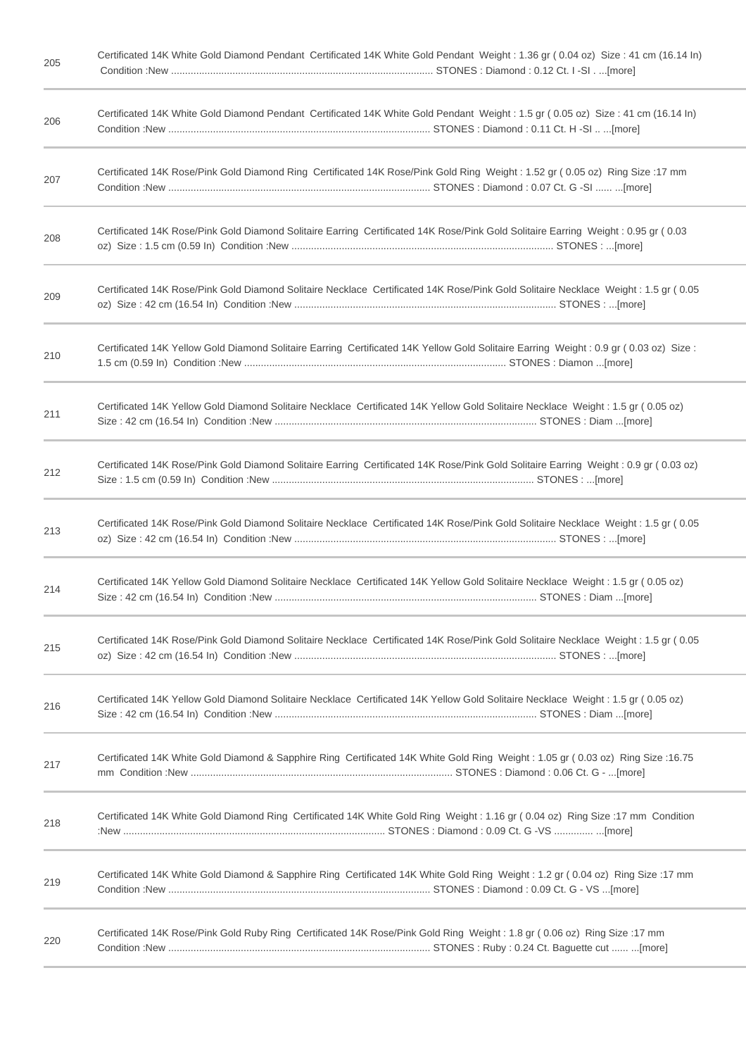| | |
|---|---|
| 205 | Certificated 14K White Gold Diamond Pendant Certificated 14K White Gold Pendant Weight : 1.36 gr ( 0.04 oz) Size : 41 cm (16.14 In) Condition :New .............................................................................................. STONES : Diamond : 0.12 Ct. I -SI . ...[more] |
| 206 | Certificated 14K White Gold Diamond Pendant Certificated 14K White Gold Pendant Weight : 1.5 gr ( 0.05 oz) Size : 41 cm (16.14 In) Condition :New .............................................................................................. STONES : Diamond : 0.11 Ct. H -SI .. ...[more] |
| 207 | Certificated 14K Rose/Pink Gold Diamond Ring Certificated 14K Rose/Pink Gold Ring Weight : 1.52 gr ( 0.05 oz) Ring Size :17 mm Condition :New .............................................................................................. STONES : Diamond : 0.07 Ct. G -SI ...... ...[more] |
| 208 | Certificated 14K Rose/Pink Gold Diamond Solitaire Earring Certificated 14K Rose/Pink Gold Solitaire Earring Weight : 0.95 gr ( 0.03 oz) Size : 1.5 cm (0.59 In) Condition :New .............................................................................................. STONES : ...[more] |
| 209 | Certificated 14K Rose/Pink Gold Diamond Solitaire Necklace Certificated 14K Rose/Pink Gold Solitaire Necklace Weight : 1.5 gr ( 0.05 oz) Size : 42 cm (16.54 In) Condition :New .............................................................................................. STONES : ...[more] |
| 210 | Certificated 14K Yellow Gold Diamond Solitaire Earring Certificated 14K Yellow Gold Solitaire Earring Weight : 0.9 gr ( 0.03 oz) Size : 1.5 cm (0.59 In) Condition :New .............................................................................................. STONES : Diamon ...[more] |
| 211 | Certificated 14K Yellow Gold Diamond Solitaire Necklace Certificated 14K Yellow Gold Solitaire Necklace Weight : 1.5 gr ( 0.05 oz) Size : 42 cm (16.54 In) Condition :New .............................................................................................. STONES : Diam ...[more] |
| 212 | Certificated 14K Rose/Pink Gold Diamond Solitaire Earring Certificated 14K Rose/Pink Gold Solitaire Earring Weight : 0.9 gr ( 0.03 oz) Size : 1.5 cm (0.59 In) Condition :New .............................................................................................. STONES : ...[more] |
| 213 | Certificated 14K Rose/Pink Gold Diamond Solitaire Necklace Certificated 14K Rose/Pink Gold Solitaire Necklace Weight : 1.5 gr ( 0.05 oz) Size : 42 cm (16.54 In) Condition :New .............................................................................................. STONES : ...[more] |
| 214 | Certificated 14K Yellow Gold Diamond Solitaire Necklace Certificated 14K Yellow Gold Solitaire Necklace Weight : 1.5 gr ( 0.05 oz) Size : 42 cm (16.54 In) Condition :New .............................................................................................. STONES : Diam ...[more] |
| 215 | Certificated 14K Rose/Pink Gold Diamond Solitaire Necklace Certificated 14K Rose/Pink Gold Solitaire Necklace Weight : 1.5 gr ( 0.05 oz) Size : 42 cm (16.54 In) Condition :New .............................................................................................. STONES : ...[more] |
| 216 | Certificated 14K Yellow Gold Diamond Solitaire Necklace Certificated 14K Yellow Gold Solitaire Necklace Weight : 1.5 gr ( 0.05 oz) Size : 42 cm (16.54 In) Condition :New .............................................................................................. STONES : Diam ...[more] |
| 217 | Certificated 14K White Gold Diamond & Sapphire Ring Certificated 14K White Gold Ring Weight : 1.05 gr ( 0.03 oz) Ring Size :16.75 mm Condition :New .............................................................................................. STONES : Diamond : 0.06 Ct. G - ...[more] |
| 218 | Certificated 14K White Gold Diamond Ring Certificated 14K White Gold Ring Weight : 1.16 gr ( 0.04 oz) Ring Size :17 mm Condition :New .............................................................................................. STONES : Diamond : 0.09 Ct. G -VS .............. ...[more] |
| 219 | Certificated 14K White Gold Diamond & Sapphire Ring Certificated 14K White Gold Ring Weight : 1.2 gr ( 0.04 oz) Ring Size :17 mm Condition :New .............................................................................................. STONES : Diamond : 0.09 Ct. G - VS ...[more] |
| 220 | Certificated 14K Rose/Pink Gold Ruby Ring Certificated 14K Rose/Pink Gold Ring Weight : 1.8 gr ( 0.06 oz) Ring Size :17 mm Condition :New .............................................................................................. STONES : Ruby : 0.24 Ct. Baguette cut ...... ...[more] |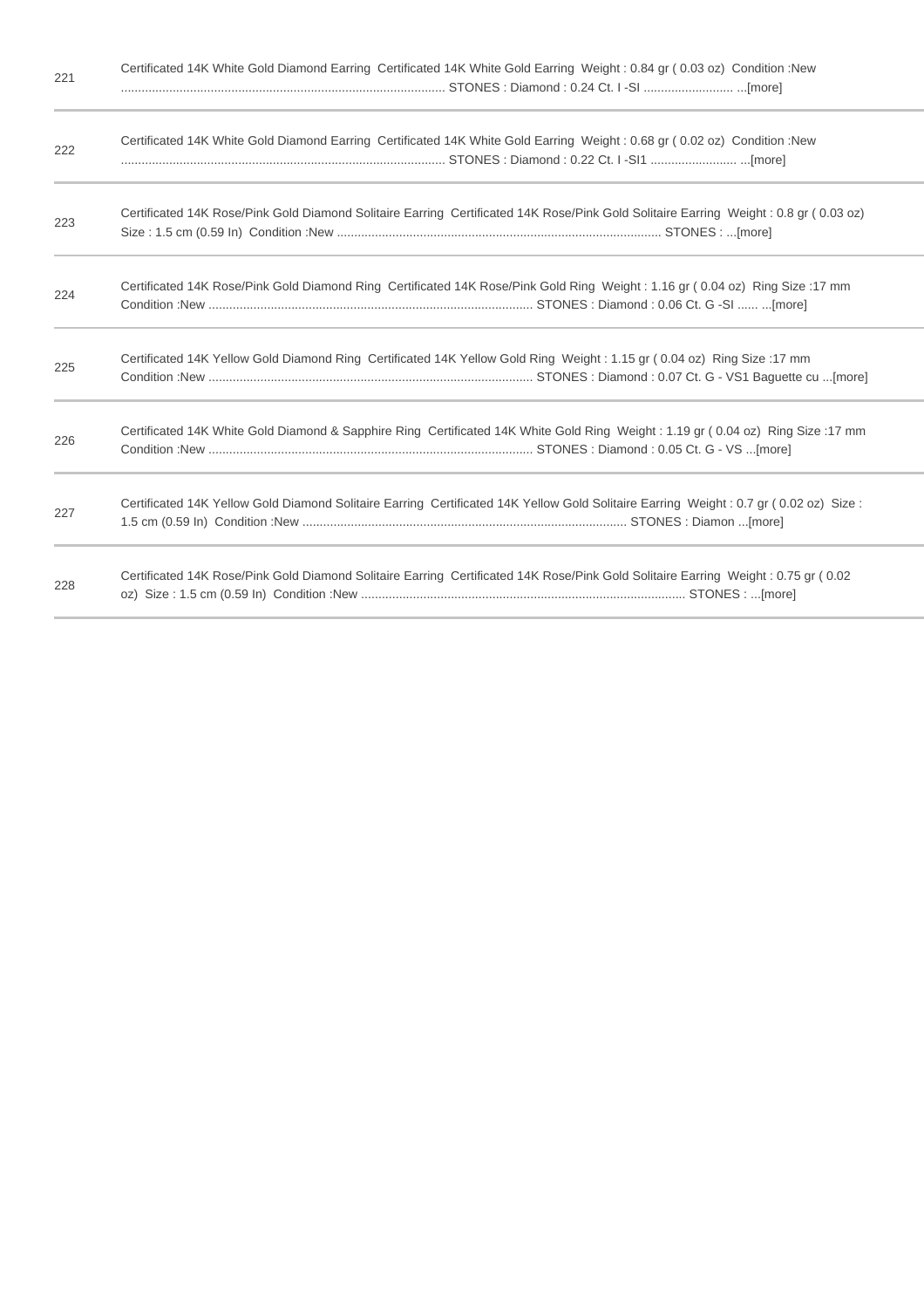| | |
|---|---|
| 221 | Certificated 14K White Gold Diamond Earring Certificated 14K White Gold Earring Weight : 0.84 gr ( 0.03 oz) Condition :New ............................................................................................. STONES : Diamond : 0.24 Ct. I -SI .......................... ...[more] |
| 222 | Certificated 14K White Gold Diamond Earring Certificated 14K White Gold Earring Weight : 0.68 gr ( 0.02 oz) Condition :New ............................................................................................. STONES : Diamond : 0.22 Ct. I -SI1 ......................... ...[more] |
| 223 | Certificated 14K Rose/Pink Gold Diamond Solitaire Earring Certificated 14K Rose/Pink Gold Solitaire Earring Weight : 0.8 gr ( 0.03 oz) Size : 1.5 cm (0.59 In) Condition :New ............................................................................................. STONES : ...[more] |
| 224 | Certificated 14K Rose/Pink Gold Diamond Ring Certificated 14K Rose/Pink Gold Ring Weight : 1.16 gr ( 0.04 oz) Ring Size :17 mm Condition :New ............................................................................................. STONES : Diamond : 0.06 Ct. G -SI ...... ...[more] |
| 225 | Certificated 14K Yellow Gold Diamond Ring Certificated 14K Yellow Gold Ring Weight : 1.15 gr ( 0.04 oz) Ring Size :17 mm Condition :New ............................................................................................. STONES : Diamond : 0.07 Ct. G - VS1 Baguette cu ...[more] |
| 226 | Certificated 14K White Gold Diamond & Sapphire Ring Certificated 14K White Gold Ring Weight : 1.19 gr ( 0.04 oz) Ring Size :17 mm Condition :New ............................................................................................. STONES : Diamond : 0.05 Ct. G - VS ...[more] |
| 227 | Certificated 14K Yellow Gold Diamond Solitaire Earring Certificated 14K Yellow Gold Solitaire Earring Weight : 0.7 gr ( 0.02 oz) Size : 1.5 cm (0.59 In) Condition :New ............................................................................................. STONES : Diamon ...[more] |
| 228 | Certificated 14K Rose/Pink Gold Diamond Solitaire Earring Certificated 14K Rose/Pink Gold Solitaire Earring Weight : 0.75 gr ( 0.02 oz) Size : 1.5 cm (0.59 In) Condition :New ............................................................................................. STONES : ...[more] |